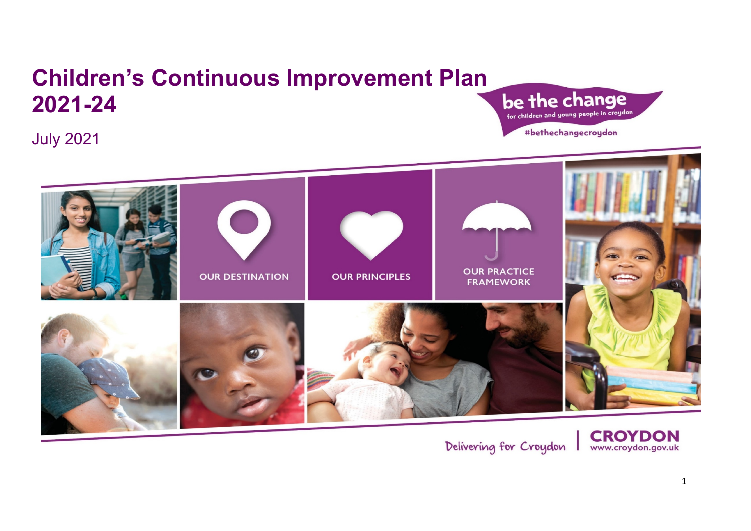# Children's Continuous Improvement Plan 2021-24

July 2021

be the change
for children and young people in croydon
#bethechangecroydon

OUR DESTINATION

OUR PRINCIPLES

OUR PRACTICE FRAMEWORK

Delivering for Croydon | CROYDON www.croydon.gov.uk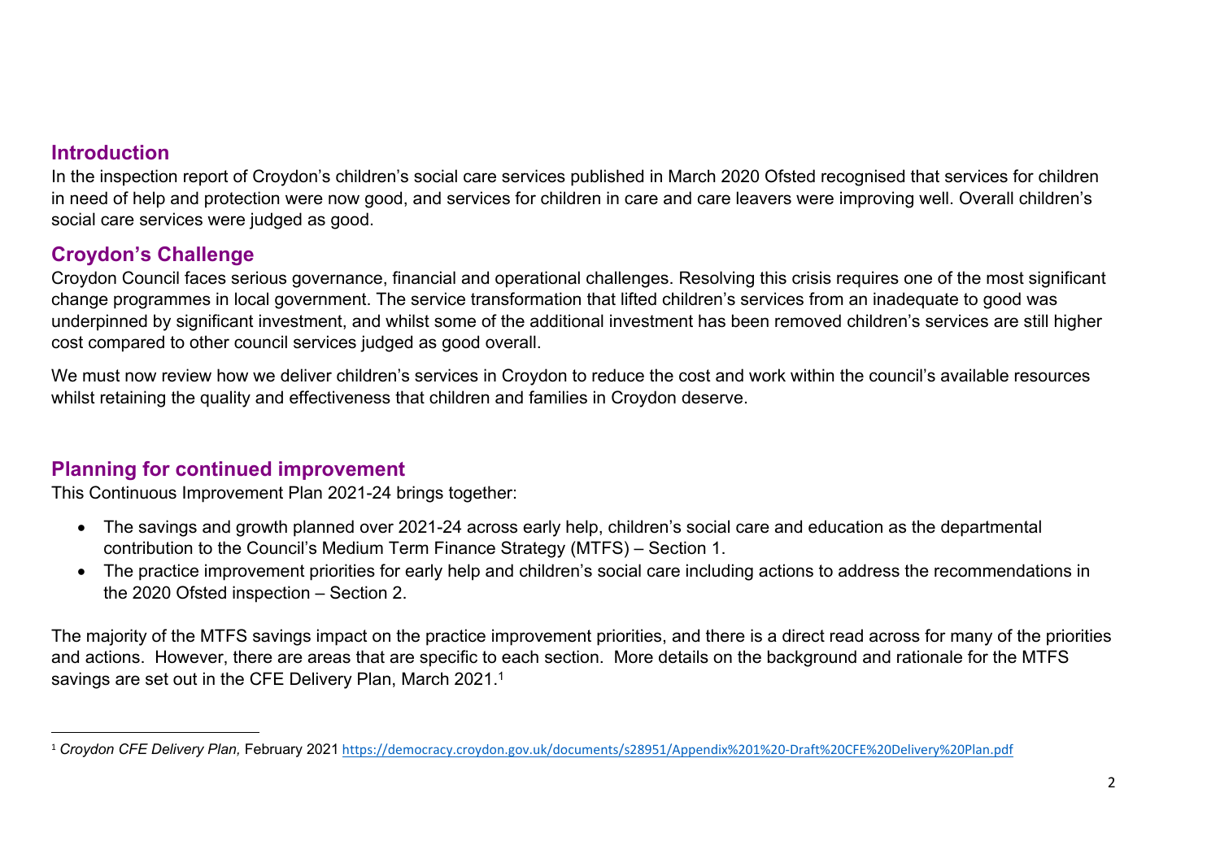## Introduction

In the inspection report of Croydon's children's social care services published in March 2020 Ofsted recognised that services for children in need of help and protection were now good, and services for children in care and care leavers were improving well. Overall children's social care services were judged as good.

## Croydon's Challenge

Croydon Council faces serious governance, financial and operational challenges. Resolving this crisis requires one of the most significant change programmes in local government. The service transformation that lifted children's services from an inadequate to good was underpinned by significant investment, and whilst some of the additional investment has been removed children's services are still higher cost compared to other council services judged as good overall.

We must now review how we deliver children's services in Croydon to reduce the cost and work within the council's available resources whilst retaining the quality and effectiveness that children and families in Croydon deserve.

## Planning for continued improvement

This Continuous Improvement Plan 2021-24 brings together:

- The savings and growth planned over 2021-24 across early help, children's social care and education as the departmental contribution to the Council's Medium Term Finance Strategy (MTFS) – Section 1.
- The practice improvement priorities for early help and children's social care including actions to address the recommendations in the 2020 Ofsted inspection – Section 2.

The majority of the MTFS savings impact on the practice improvement priorities, and there is a direct read across for many of the priorities and actions. However, there are areas that are specific to each section. More details on the background and rationale for the MTFS savings are set out in the CFE Delivery Plan, March 2021.[1]

---

[1] *Croydon CFE Delivery Plan,* February 2021 https://democracy.croydon.gov.uk/documents/s28951/Appendix%201%20-Draft%20CFE%20Delivery%20Plan.pdf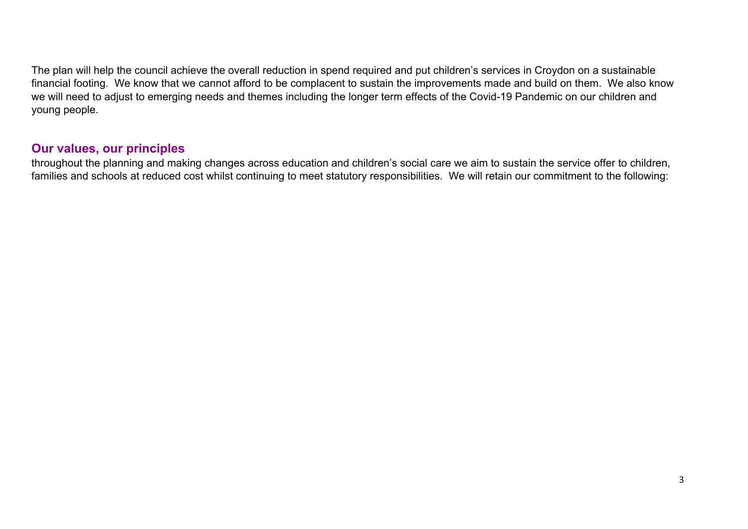The plan will help the council achieve the overall reduction in spend required and put children's services in Croydon on a sustainable financial footing. We know that we cannot afford to be complacent to sustain the improvements made and build on them. We also know we will need to adjust to emerging needs and themes including the longer term effects of the Covid-19 Pandemic on our children and young people.

## Our values, our principles

throughout the planning and making changes across education and children's social care we aim to sustain the service offer to children, families and schools at reduced cost whilst continuing to meet statutory responsibilities. We will retain our commitment to the following: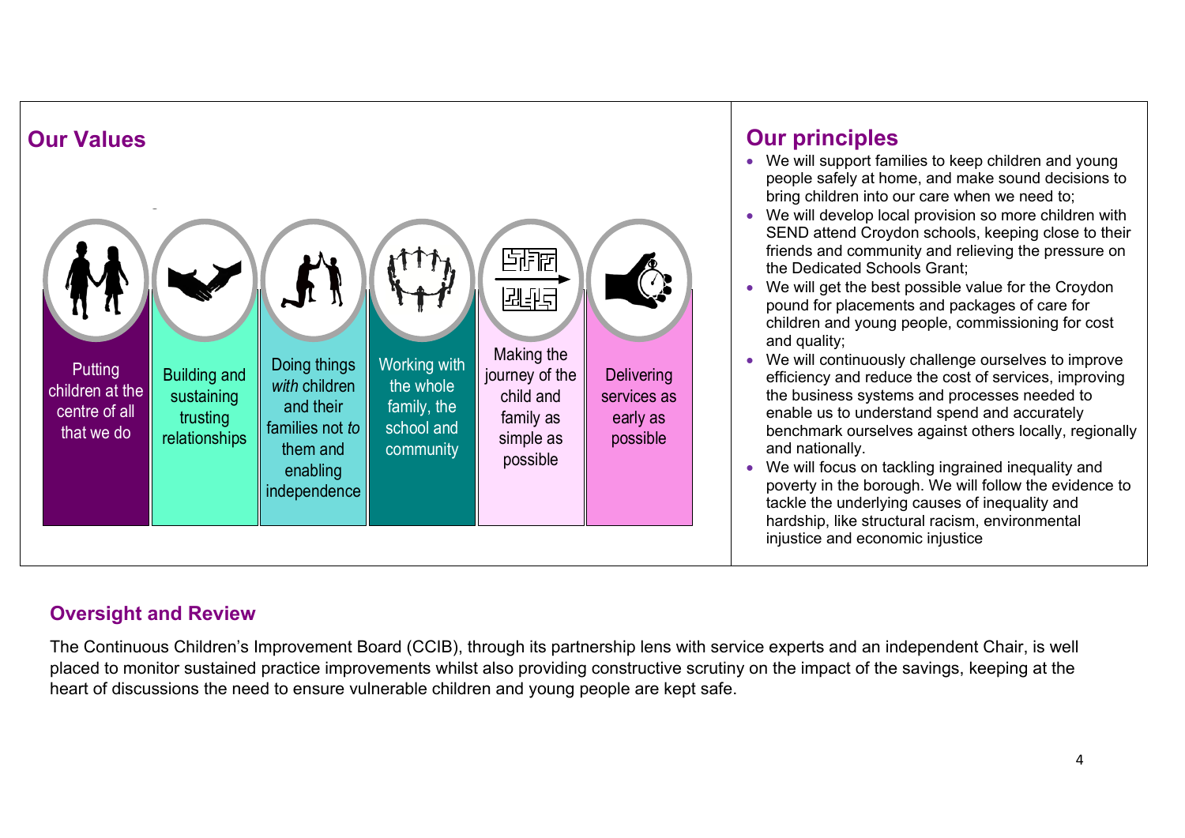## Our Values

- Putting children at the centre of all that we do
- Building and sustaining trusting relationships
- Doing things *with* children and their families not *to* them and enabling independence
- Working with the whole family, the school and community
- Making the journey of the child and family as simple as possible
- Delivering services as early as possible

## Our principles

- We will support families to keep children and young people safely at home, and make sound decisions to bring children into our care when we need to;
- We will develop local provision so more children with SEND attend Croydon schools, keeping close to their friends and community and relieving the pressure on the Dedicated Schools Grant;
- We will get the best possible value for the Croydon pound for placements and packages of care for children and young people, commissioning for cost and quality;
- We will continuously challenge ourselves to improve efficiency and reduce the cost of services, improving the business systems and processes needed to enable us to understand spend and accurately benchmark ourselves against others locally, regionally and nationally.
- We will focus on tackling ingrained inequality and poverty in the borough. We will follow the evidence to tackle the underlying causes of inequality and hardship, like structural racism, environmental injustice and economic injustice

## Oversight and Review

The Continuous Children's Improvement Board (CCIB), through its partnership lens with service experts and an independent Chair, is well placed to monitor sustained practice improvements whilst also providing constructive scrutiny on the impact of the savings, keeping at the heart of discussions the need to ensure vulnerable children and young people are kept safe.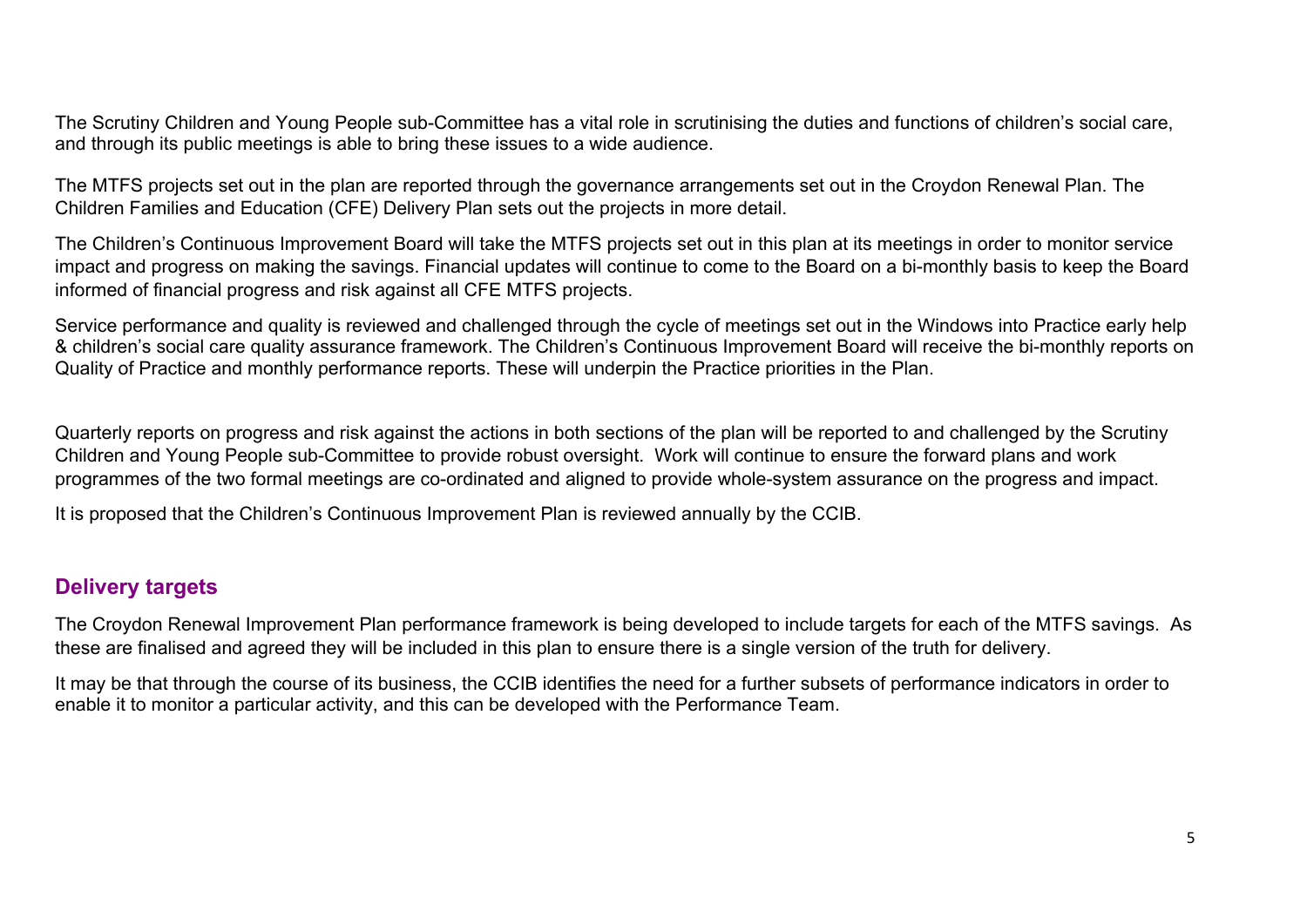The Scrutiny Children and Young People sub-Committee has a vital role in scrutinising the duties and functions of children's social care, and through its public meetings is able to bring these issues to a wide audience.

The MTFS projects set out in the plan are reported through the governance arrangements set out in the Croydon Renewal Plan. The Children Families and Education (CFE) Delivery Plan sets out the projects in more detail.

The Children's Continuous Improvement Board will take the MTFS projects set out in this plan at its meetings in order to monitor service impact and progress on making the savings. Financial updates will continue to come to the Board on a bi-monthly basis to keep the Board informed of financial progress and risk against all CFE MTFS projects.

Service performance and quality is reviewed and challenged through the cycle of meetings set out in the Windows into Practice early help & children's social care quality assurance framework. The Children's Continuous Improvement Board will receive the bi-monthly reports on Quality of Practice and monthly performance reports. These will underpin the Practice priorities in the Plan.

Quarterly reports on progress and risk against the actions in both sections of the plan will be reported to and challenged by the Scrutiny Children and Young People sub-Committee to provide robust oversight. Work will continue to ensure the forward plans and work programmes of the two formal meetings are co-ordinated and aligned to provide whole-system assurance on the progress and impact.

It is proposed that the Children's Continuous Improvement Plan is reviewed annually by the CCIB.

## Delivery targets

The Croydon Renewal Improvement Plan performance framework is being developed to include targets for each of the MTFS savings. As these are finalised and agreed they will be included in this plan to ensure there is a single version of the truth for delivery.

It may be that through the course of its business, the CCIB identifies the need for a further subsets of performance indicators in order to enable it to monitor a particular activity, and this can be developed with the Performance Team.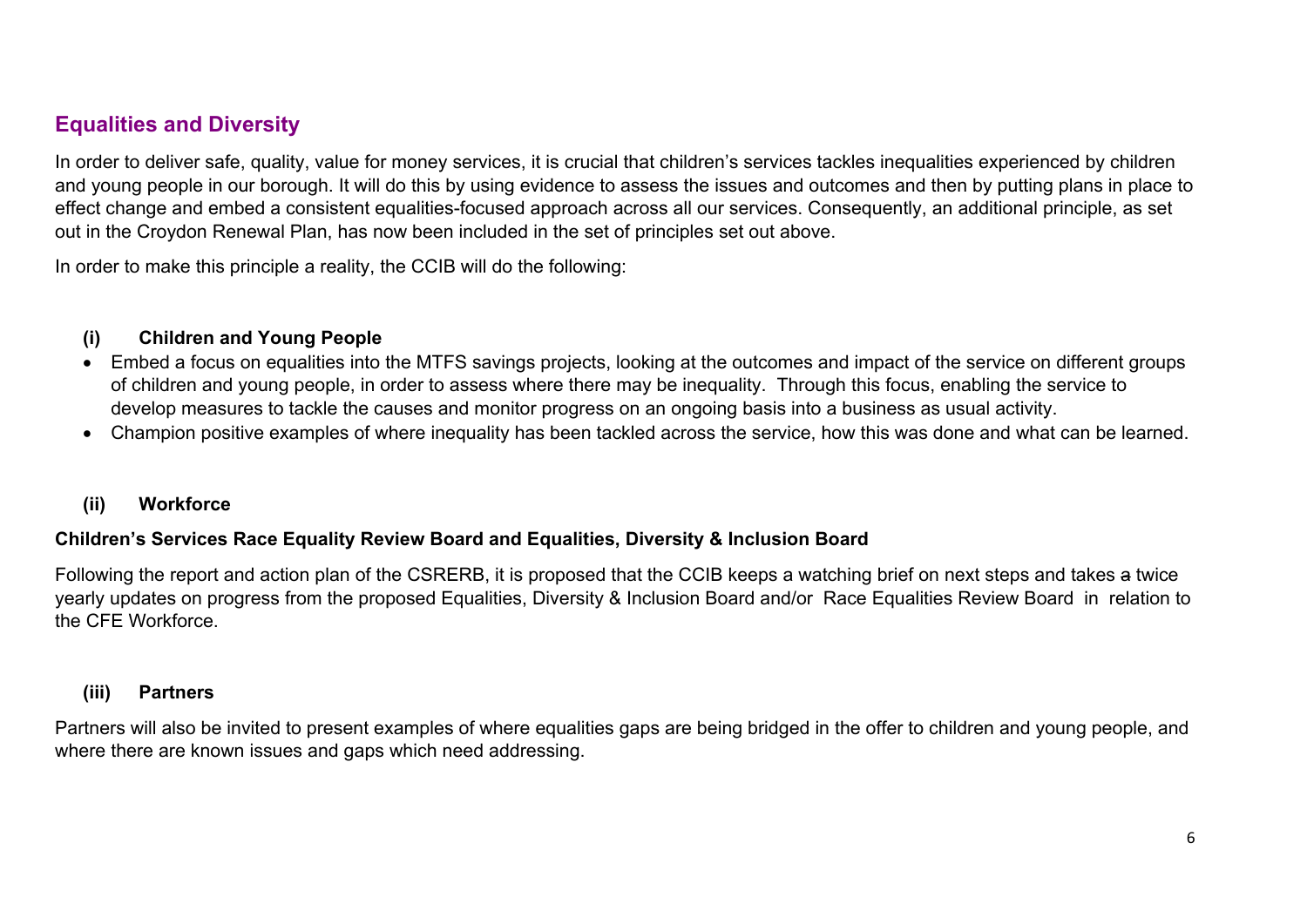## Equalities and Diversity

In order to deliver safe, quality, value for money services, it is crucial that children's services tackles inequalities experienced by children and young people in our borough. It will do this by using evidence to assess the issues and outcomes and then by putting plans in place to effect change and embed a consistent equalities-focused approach across all our services. Consequently, an additional principle, as set out in the Croydon Renewal Plan, has now been included in the set of principles set out above.

In order to make this principle a reality, the CCIB will do the following:

### (i) Children and Young People

- Embed a focus on equalities into the MTFS savings projects, looking at the outcomes and impact of the service on different groups of children and young people, in order to assess where there may be inequality. Through this focus, enabling the service to develop measures to tackle the causes and monitor progress on an ongoing basis into a business as usual activity.
- Champion positive examples of where inequality has been tackled across the service, how this was done and what can be learned.

### (ii) Workforce

**Children's Services Race Equality Review Board and Equalities, Diversity & Inclusion Board**

Following the report and action plan of the CSRERB, it is proposed that the CCIB keeps a watching brief on next steps and takes ~~a~~ twice yearly updates on progress from the proposed Equalities, Diversity & Inclusion Board and/or Race Equalities Review Board in relation to the CFE Workforce.

### (iii) Partners

Partners will also be invited to present examples of where equalities gaps are being bridged in the offer to children and young people, and where there are known issues and gaps which need addressing.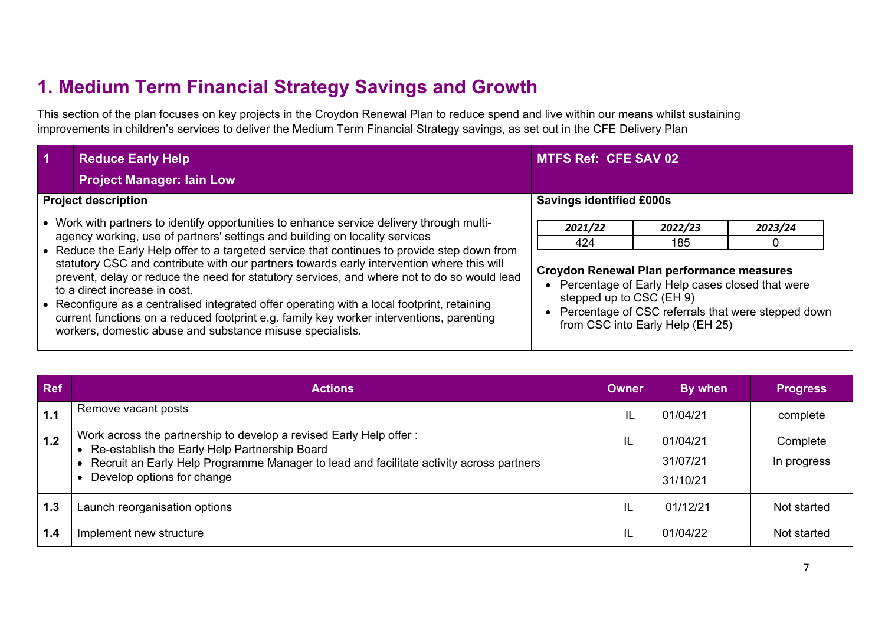# 1. Medium Term Financial Strategy Savings and Growth

This section of the plan focuses on key projects in the Croydon Renewal Plan to reduce spend and live within our means whilst sustaining improvements in children's services to deliver the Medium Term Financial Strategy savings, as set out in the CFE Delivery Plan

| 1 | Reduce Early Help<br>Project Manager: Iain Low | MTFS Ref: CFE SAV 02 |
|---|---|---|

**Project description**

- Work with partners to identify opportunities to enhance service delivery through multi-agency working, use of partners' settings and building on locality services
- Reduce the Early Help offer to a targeted service that continues to provide step down from statutory CSC and contribute with our partners towards early intervention where this will prevent, delay or reduce the need for statutory services, and where not to do so would lead to a direct increase in cost.
- Reconfigure as a centralised integrated offer operating with a local footprint, retaining current functions on a reduced footprint e.g. family key worker interventions, parenting workers, domestic abuse and substance misuse specialists.

**Savings identified £000s**

| *2021/22* | *2022/23* | *2023/24* |
|---|---|---|
| 424 | 185 | 0 |

**Croydon Renewal Plan performance measures**

- Percentage of Early Help cases closed that were stepped up to CSC (EH 9)
- Percentage of CSC referrals that were stepped down from CSC into Early Help (EH 25)

| Ref | Actions | Owner | By when | Progress |
|---|---|---|---|---|
| 1.1 | Remove vacant posts | IL | 01/04/21 | complete |
| 1.2 | Work across the partnership to develop a revised Early Help offer :<br>• Re-establish the Early Help Partnership Board<br>• Recruit an Early Help Programme Manager to lead and facilitate activity across partners<br>• Develop options for change | IL | 01/04/21<br>31/07/21<br>31/10/21 | Complete<br>In progress |
| 1.3 | Launch reorganisation options | IL | 01/12/21 | Not started |
| 1.4 | Implement new structure | IL | 01/04/22 | Not started |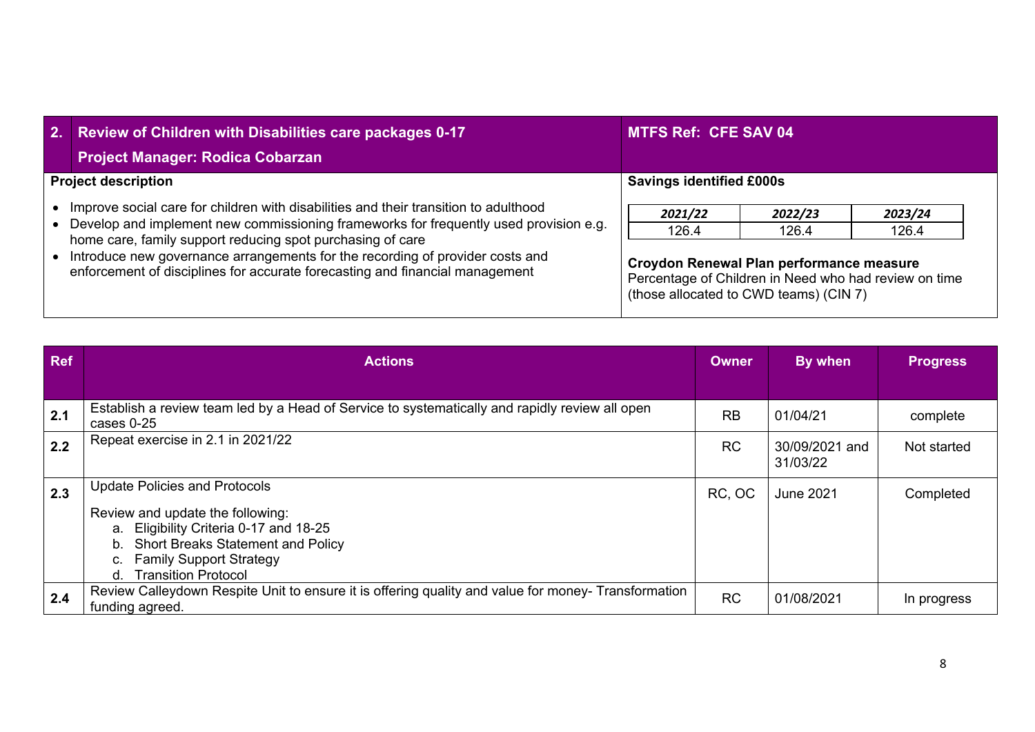| 2. | Review of Children with Disabilities care packages 0-17<br>Project Manager: Rodica Cobarzan | MTFS Ref: CFE SAV 04 |
|---|---|---|

**Project description**

- Improve social care for children with disabilities and their transition to adulthood
- Develop and implement new commissioning frameworks for frequently used provision e.g. home care, family support reducing spot purchasing of care
- Introduce new governance arrangements for the recording of provider costs and enforcement of disciplines for accurate forecasting and financial management

**Savings identified £000s**

| *2021/22* | *2022/23* | *2023/24* |
|---|---|---|
| 126.4 | 126.4 | 126.4 |

**Croydon Renewal Plan performance measure**
Percentage of Children in Need who had review on time (those allocated to CWD teams) (CIN 7)

| Ref | Actions | Owner | By when | Progress |
|---|---|---|---|---|
| 2.1 | Establish a review team led by a Head of Service to systematically and rapidly review all open cases 0-25 | RB | 01/04/21 | complete |
| 2.2 | Repeat exercise in 2.1 in 2021/22 | RC | 30/09/2021 and 31/03/22 | Not started |
| 2.3 | Update Policies and Protocols<br><br>Review and update the following:<br>a. Eligibility Criteria 0-17 and 18-25<br>b. Short Breaks Statement and Policy<br>c. Family Support Strategy<br>d. Transition Protocol | RC, OC | June 2021 | Completed |
| 2.4 | Review Calleydown Respite Unit to ensure it is offering quality and value for money- Transformation funding agreed. | RC | 01/08/2021 | In progress |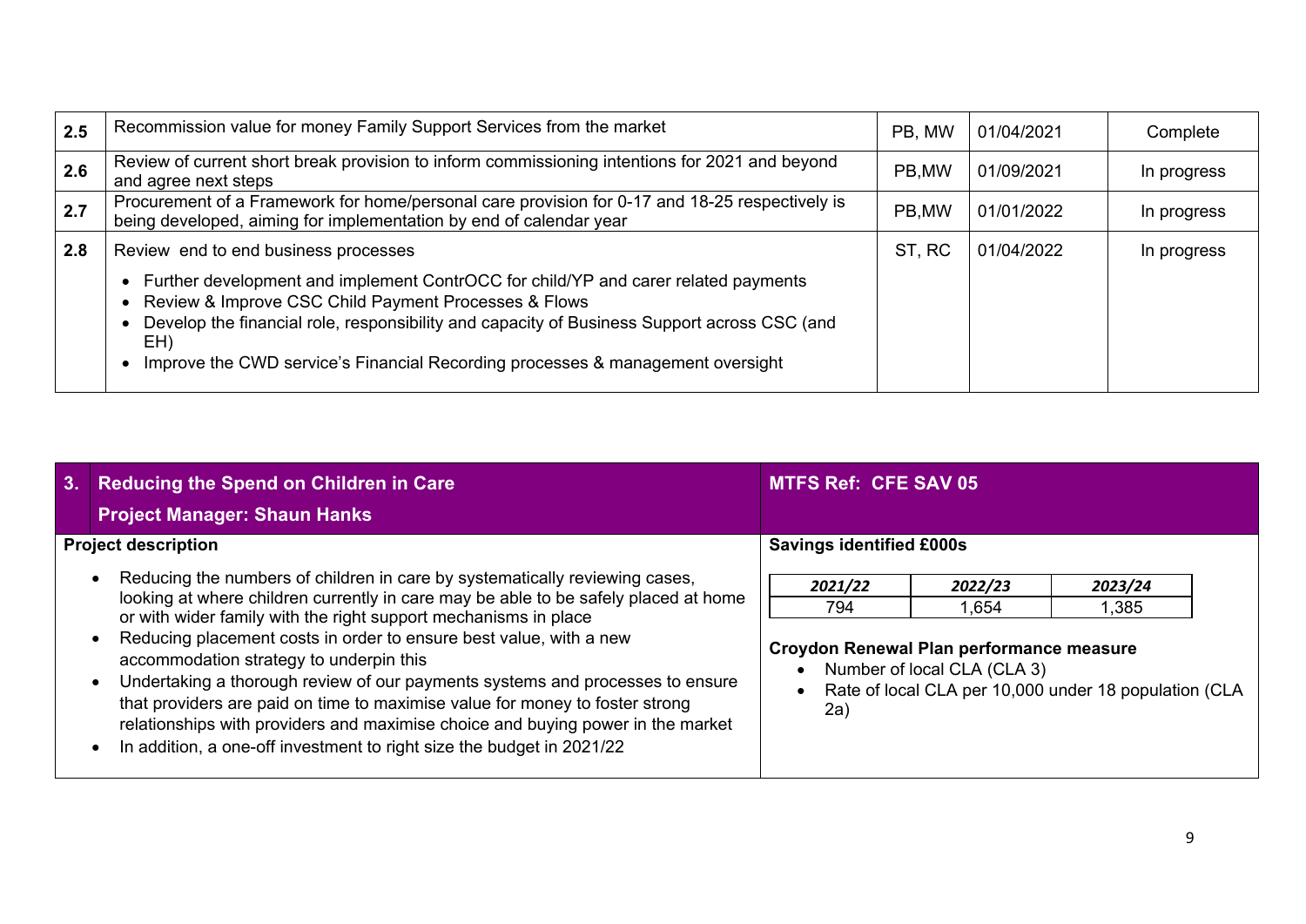| | | | | |
|---|---|---|---|---|
| **2.5** | Recommission value for money Family Support Services from the market | PB, MW | 01/04/2021 | Complete |
| **2.6** | Review of current short break provision to inform commissioning intentions for 2021 and beyond and agree next steps | PB,MW | 01/09/2021 | In progress |
| **2.7** | Procurement of a Framework for home/personal care provision for 0-17 and 18-25 respectively is being developed, aiming for implementation by end of calendar year | PB,MW | 01/01/2022 | In progress |
| **2.8** | Review end to end business processes<br>• Further development and implement ContrOCC for child/YP and carer related payments<br>• Review & Improve CSC Child Payment Processes & Flows<br>• Develop the financial role, responsibility and capacity of Business Support across CSC (and EH)<br>• Improve the CWD service's Financial Recording processes & management oversight | ST, RC | 01/04/2022 | In progress |

| **3.** | **Reducing the Spend on Children in Care**<br>**Project Manager: Shaun Hanks** | **MTFS Ref: CFE SAV 05** |
|---|---|---|

**Project description**

- Reducing the numbers of children in care by systematically reviewing cases, looking at where children currently in care may be able to be safely placed at home or with wider family with the right support mechanisms in place
- Reducing placement costs in order to ensure best value, with a new accommodation strategy to underpin this
- Undertaking a thorough review of our payments systems and processes to ensure that providers are paid on time to maximise value for money to foster strong relationships with providers and maximise choice and buying power in the market
- In addition, a one-off investment to right size the budget in 2021/22

**Savings identified £000s**

| *2021/22* | *2022/23* | *2023/24* |
|---|---|---|
| 794 | 1,654 | 1,385 |

**Croydon Renewal Plan performance measure**

- Number of local CLA (CLA 3)
- Rate of local CLA per 10,000 under 18 population (CLA 2a)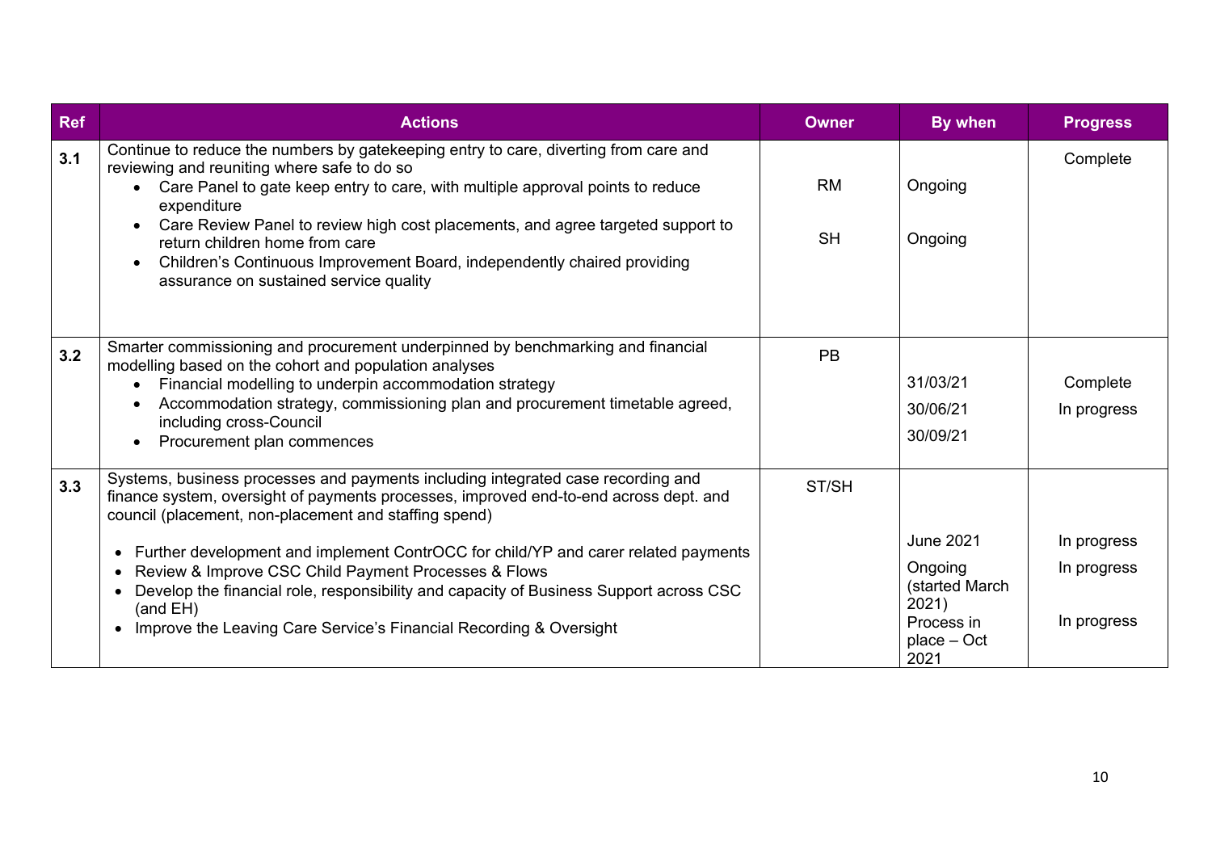| Ref | Actions | Owner | By when | Progress |
|---|---|---|---|---|
| 3.1 | Continue to reduce the numbers by gatekeeping entry to care, diverting from care and reviewing and reuniting where safe to do so<br>• Care Panel to gate keep entry to care, with multiple approval points to reduce expenditure<br>• Care Review Panel to review high cost placements, and agree targeted support to return children home from care<br>• Children's Continuous Improvement Board, independently chaired providing assurance on sustained service quality | RM<br><br>SH | Ongoing<br><br>Ongoing | Complete |
| 3.2 | Smarter commissioning and procurement underpinned by benchmarking and financial modelling based on the cohort and population analyses<br>• Financial modelling to underpin accommodation strategy<br>• Accommodation strategy, commissioning plan and procurement timetable agreed, including cross-Council<br>• Procurement plan commences | PB | 31/03/21<br>30/06/21<br>30/09/21 | Complete<br>In progress |
| 3.3 | Systems, business processes and payments including integrated case recording and finance system, oversight of payments processes, improved end-to-end across dept. and council (placement, non-placement and staffing spend)<br>• Further development and implement ContrOCC for child/YP and carer related payments<br>• Review & Improve CSC Child Payment Processes & Flows<br>• Develop the financial role, responsibility and capacity of Business Support across CSC (and EH)<br>• Improve the Leaving Care Service's Financial Recording & Oversight | ST/SH | June 2021<br>Ongoing (started March 2021)<br>Process in place – Oct 2021 | In progress<br>In progress<br><br>In progress |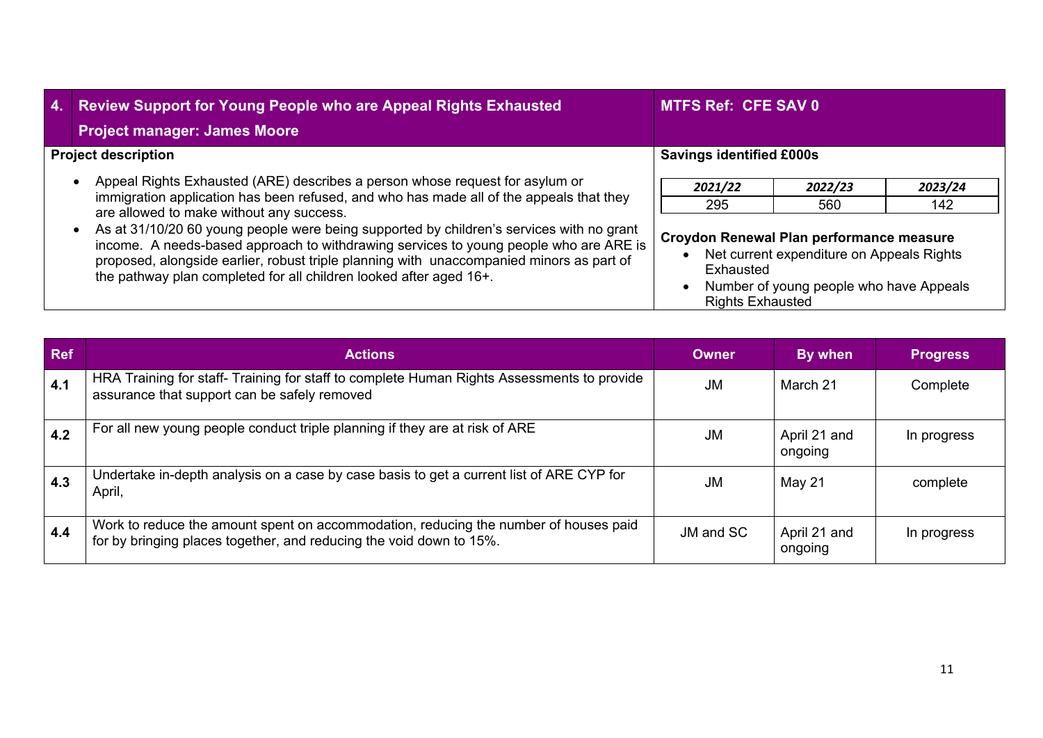## 4. Review Support for Young People who are Appeal Rights Exhausted

**Project manager: James Moore**

**MTFS Ref: CFE SAV 0**

**Project description**

- Appeal Rights Exhausted (ARE) describes a person whose request for asylum or immigration application has been refused, and who has made all of the appeals that they are allowed to make without any success.
- As at 31/10/20 60 young people were being supported by children's services with no grant income. A needs-based approach to withdrawing services to young people who are ARE is proposed, alongside earlier, robust triple planning with unaccompanied minors as part of the pathway plan completed for all children looked after aged 16+.

**Savings identified £000s**

| *2021/22* | *2022/23* | *2023/24* |
|---|---|---|
| 295 | 560 | 142 |

**Croydon Renewal Plan performance measure**

- Net current expenditure on Appeals Rights Exhausted
- Number of young people who have Appeals Rights Exhausted

| Ref | Actions | Owner | By when | Progress |
|---|---|---|---|---|
| **4.1** | HRA Training for staff- Training for staff to complete Human Rights Assessments to provide assurance that support can be safely removed | JM | March 21 | Complete |
| **4.2** | For all new young people conduct triple planning if they are at risk of ARE | JM | April 21 and ongoing | In progress |
| **4.3** | Undertake in-depth analysis on a case by case basis to get a current list of ARE CYP for April, | JM | May 21 | complete |
| **4.4** | Work to reduce the amount spent on accommodation, reducing the number of houses paid for by bringing places together, and reducing the void down to 15%. | JM and SC | April 21 and ongoing | In progress |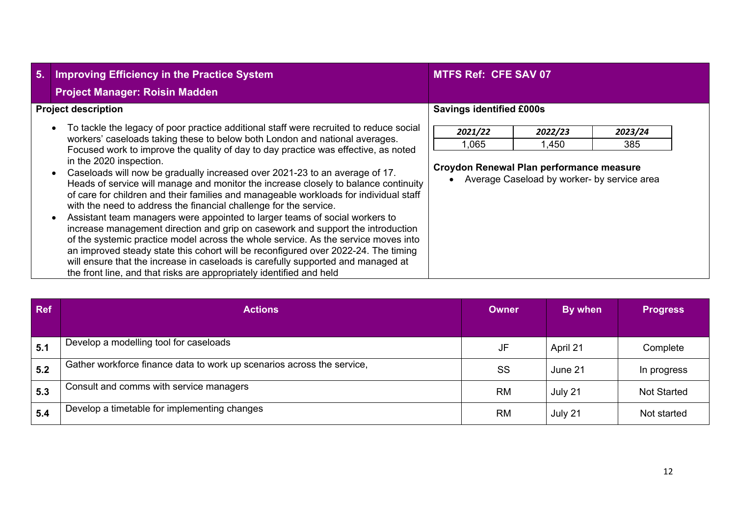## 5. Improving Efficiency in the Practice System

**Project Manager: Roisin Madden**

**MTFS Ref: CFE SAV 07**

**Project description**

- To tackle the legacy of poor practice additional staff were recruited to reduce social workers' caseloads taking these to below both London and national averages. Focused work to improve the quality of day to day practice was effective, as noted in the 2020 inspection.
- Caseloads will now be gradually increased over 2021-23 to an average of 17. Heads of service will manage and monitor the increase closely to balance continuity of care for children and their families and manageable workloads for individual staff with the need to address the financial challenge for the service.
- Assistant team managers were appointed to larger teams of social workers to increase management direction and grip on casework and support the introduction of the systemic practice model across the whole service. As the service moves into an improved steady state this cohort will be reconfigured over 2022-24. The timing will ensure that the increase in caseloads is carefully supported and managed at the front line, and that risks are appropriately identified and held

**Savings identified £000s**

| *2021/22* | *2022/23* | *2023/24* |
|---|---|---|
| 1,065 | 1,450 | 385 |

**Croydon Renewal Plan performance measure**

- Average Caseload by worker- by service area

| Ref | Actions | Owner | By when | Progress |
|---|---|---|---|---|
| 5.1 | Develop a modelling tool for caseloads | JF | April 21 | Complete |
| 5.2 | Gather workforce finance data to work up scenarios across the service, | SS | June 21 | In progress |
| 5.3 | Consult and comms with service managers | RM | July 21 | Not Started |
| 5.4 | Develop a timetable for implementing changes | RM | July 21 | Not started |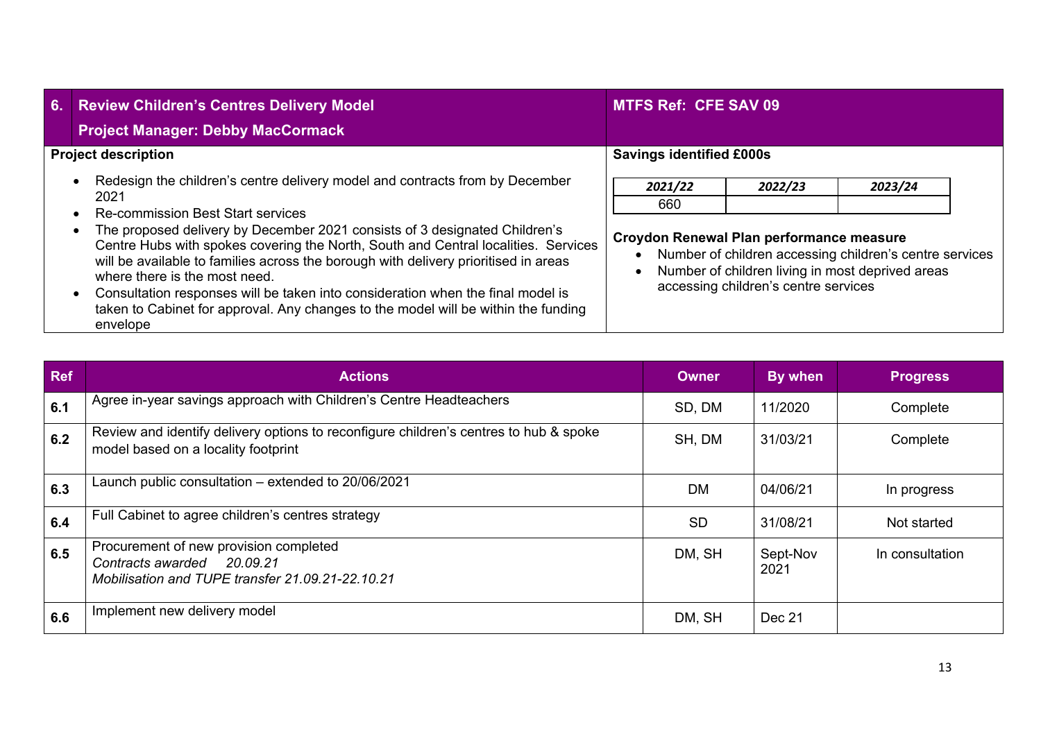## 6. Review Children's Centres Delivery Model

**Project Manager: Debby MacCormack**

**MTFS Ref: CFE SAV 09**

**Project description**

- Redesign the children's centre delivery model and contracts from by December 2021
- Re-commission Best Start services
- The proposed delivery by December 2021 consists of 3 designated Children's Centre Hubs with spokes covering the North, South and Central localities. Services will be available to families across the borough with delivery prioritised in areas where there is the most need.
- Consultation responses will be taken into consideration when the final model is taken to Cabinet for approval. Any changes to the model will be within the funding envelope

**Savings identified £000s**

| *2021/22* | *2022/23* | *2023/24* |
|---|---|---|
| 660 | | |

**Croydon Renewal Plan performance measure**

- Number of children accessing children's centre services
- Number of children living in most deprived areas accessing children's centre services

| Ref | Actions | Owner | By when | Progress |
|---|---|---|---|---|
| **6.1** | Agree in-year savings approach with Children's Centre Headteachers | SD, DM | 11/2020 | Complete |
| **6.2** | Review and identify delivery options to reconfigure children's centres to hub & spoke model based on a locality footprint | SH, DM | 31/03/21 | Complete |
| **6.3** | Launch public consultation – extended to 20/06/2021 | DM | 04/06/21 | In progress |
| **6.4** | Full Cabinet to agree children's centres strategy | SD | 31/08/21 | Not started |
| **6.5** | Procurement of new provision completed<br>*Contracts awarded 20.09.21*<br>*Mobilisation and TUPE transfer 21.09.21-22.10.21* | DM, SH | Sept-Nov 2021 | In consultation |
| **6.6** | Implement new delivery model | DM, SH | Dec 21 | |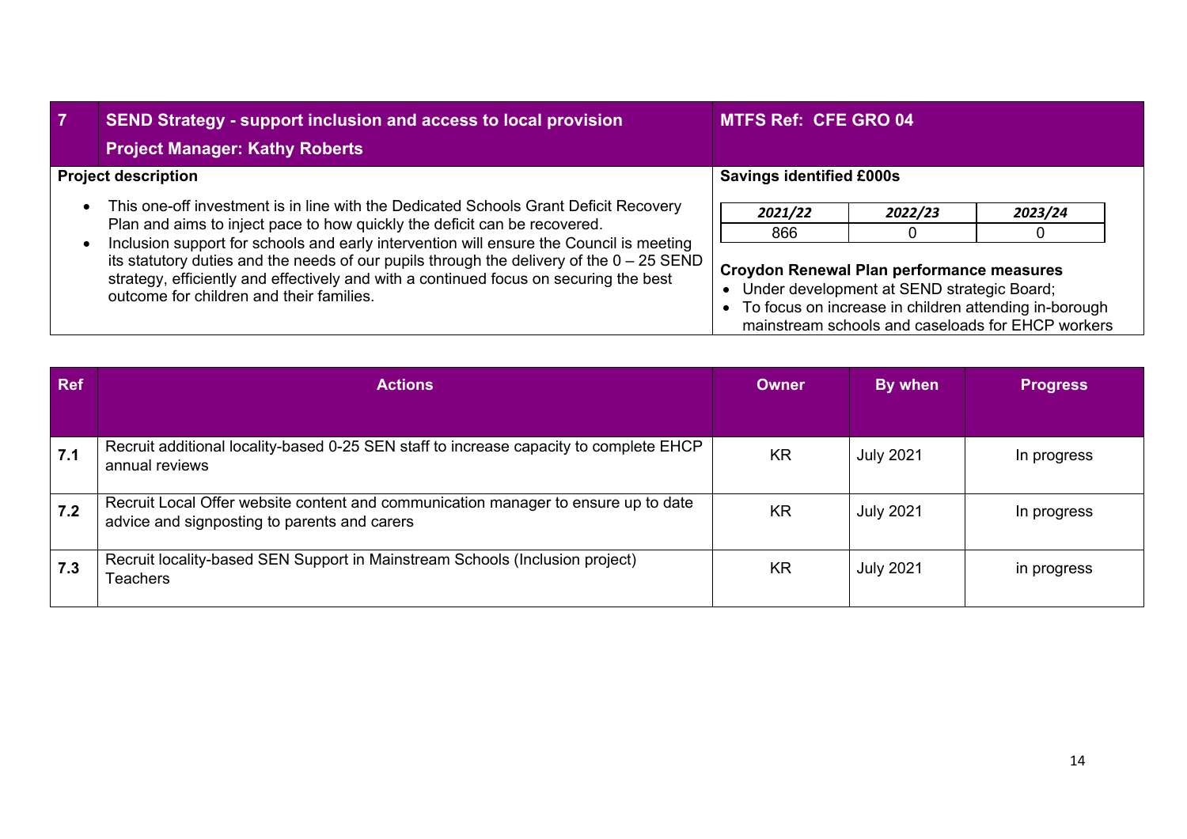| 7 | SEND Strategy - support inclusion and access to local provision<br>Project Manager: Kathy Roberts | MTFS Ref: CFE GRO 04 |
|---|---|---|

**Project description**

- This one-off investment is in line with the Dedicated Schools Grant Deficit Recovery Plan and aims to inject pace to how quickly the deficit can be recovered.
- Inclusion support for schools and early intervention will ensure the Council is meeting its statutory duties and the needs of our pupils through the delivery of the 0 – 25 SEND strategy, efficiently and effectively and with a continued focus on securing the best outcome for children and their families.

**Savings identified £000s**

| *2021/22* | *2022/23* | *2023/24* |
|---|---|---|
| 866 | 0 | 0 |

**Croydon Renewal Plan performance measures**

- Under development at SEND strategic Board;
- To focus on increase in children attending in-borough mainstream schools and caseloads for EHCP workers

| Ref | Actions | Owner | By when | Progress |
|---|---|---|---|---|
| 7.1 | Recruit additional locality-based 0-25 SEN staff to increase capacity to complete EHCP annual reviews | KR | July 2021 | In progress |
| 7.2 | Recruit Local Offer website content and communication manager to ensure up to date advice and signposting to parents and carers | KR | July 2021 | In progress |
| 7.3 | Recruit locality-based SEN Support in Mainstream Schools (Inclusion project) Teachers | KR | July 2021 | in progress |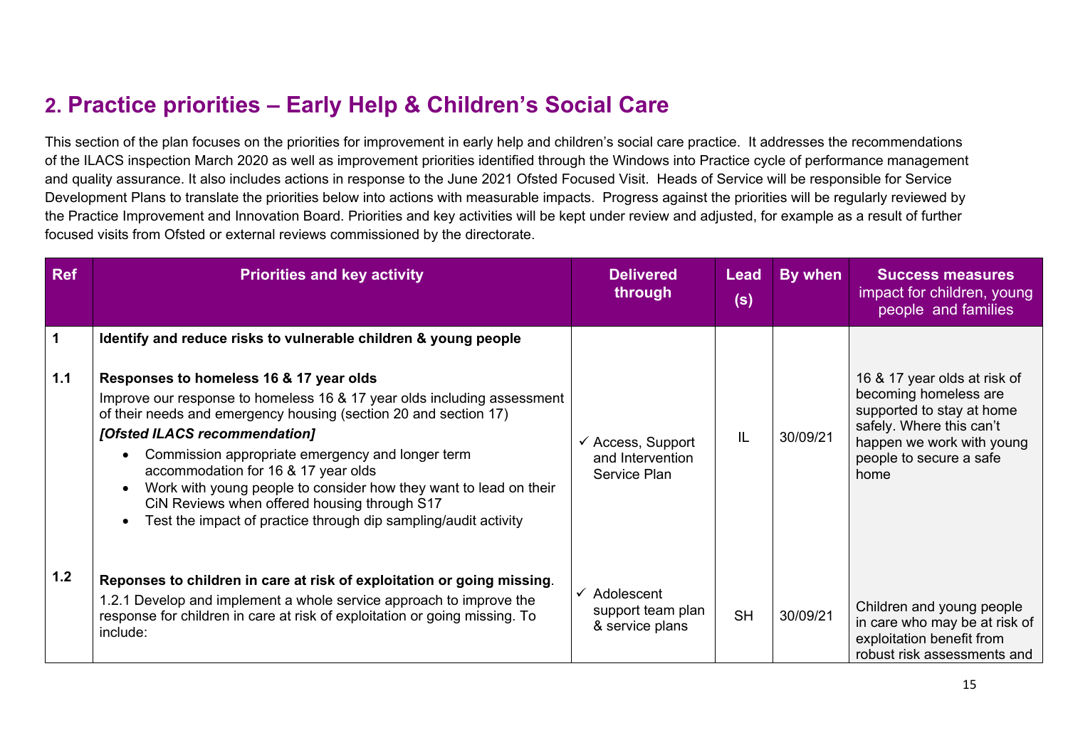## 2. Practice priorities – Early Help & Children's Social Care

This section of the plan focuses on the priorities for improvement in early help and children's social care practice. It addresses the recommendations of the ILACS inspection March 2020 as well as improvement priorities identified through the Windows into Practice cycle of performance management and quality assurance. It also includes actions in response to the June 2021 Ofsted Focused Visit. Heads of Service will be responsible for Service Development Plans to translate the priorities below into actions with measurable impacts. Progress against the priorities will be regularly reviewed by the Practice Improvement and Innovation Board. Priorities and key activities will be kept under review and adjusted, for example as a result of further focused visits from Ofsted or external reviews commissioned by the directorate.

| Ref | Priorities and key activity | Delivered through | Lead (s) | By when | Success measures impact for children, young people and families |
|---|---|---|---|---|---|
| **1** | **Identify and reduce risks to vulnerable children & young people** | | | | |
| **1.1** | **Responses to homeless 16 & 17 year olds**<br>Improve our response to homeless 16 & 17 year olds including assessment of their needs and emergency housing (section 20 and section 17)<br>***[Ofsted ILACS recommendation]***<br>• Commission appropriate emergency and longer term accommodation for 16 & 17 year olds<br>• Work with young people to consider how they want to lead on their CiN Reviews when offered housing through S17<br>• Test the impact of practice through dip sampling/audit activity | ✓ Access, Support and Intervention Service Plan | IL | 30/09/21 | 16 & 17 year olds at risk of becoming homeless are supported to stay at home safely. Where this can't happen we work with young people to secure a safe home |
| **1.2** | **Reponses to children in care at risk of exploitation or going missing**.<br>1.2.1 Develop and implement a whole service approach to improve the response for children in care at risk of exploitation or going missing. To include: | ✓ Adolescent support team plan & service plans | SH | 30/09/21 | Children and young people in care who may be at risk of exploitation benefit from robust risk assessments and |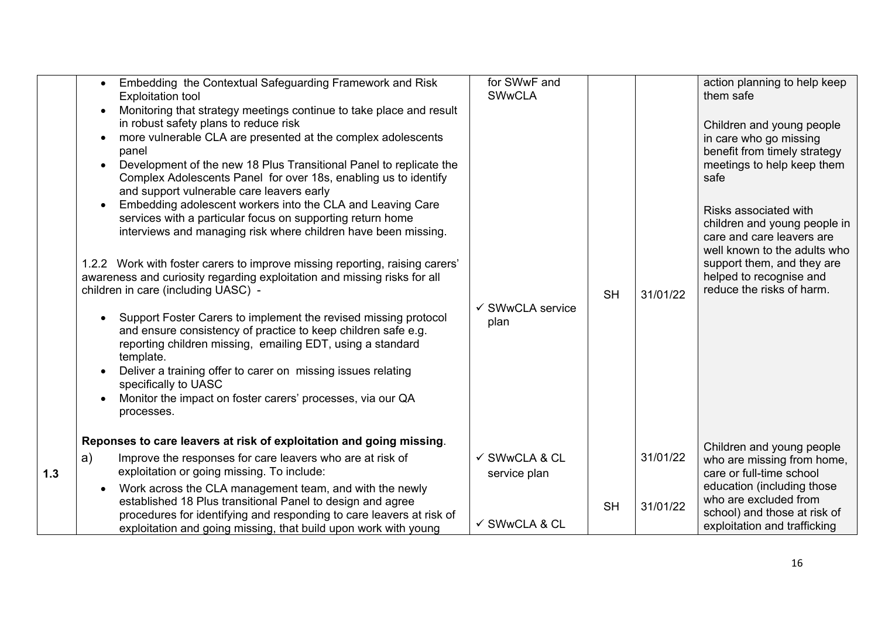| | | | | | |
|---|---|---|---|---|---|
| | • Embedding the Contextual Safeguarding Framework and Risk Exploitation tool<br>• Monitoring that strategy meetings continue to take place and result in robust safety plans to reduce risk<br>• more vulnerable CLA are presented at the complex adolescents panel<br>• Development of the new 18 Plus Transitional Panel to replicate the Complex Adolescents Panel for over 18s, enabling us to identify and support vulnerable care leavers early<br>• Embedding adolescent workers into the CLA and Leaving Care services with a particular focus on supporting return home interviews and managing risk where children have been missing.<br><br>1.2.2 Work with foster carers to improve missing reporting, raising carers' awareness and curiosity regarding exploitation and missing risks for all children in care (including UASC) -<br><br>• Support Foster Carers to implement the revised missing protocol and ensure consistency of practice to keep children safe e.g. reporting children missing, emailing EDT, using a standard template.<br>• Deliver a training offer to carer on missing issues relating specifically to UASC<br>• Monitor the impact on foster carers' processes, via our QA processes. | for SWwF and SWwCLA<br><br>✓ SWwCLA service plan | SH | 31/01/22 | action planning to help keep them safe<br><br>Children and young people in care who go missing benefit from timely strategy meetings to help keep them safe<br><br>Risks associated with children and young people in care and care leavers are well known to the adults who support them, and they are helped to recognise and reduce the risks of harm. |
| 1.3 | **Reponses to care leavers at risk of exploitation and going missing**.<br>a) Improve the responses for care leavers who are at risk of exploitation or going missing. To include:<br>• Work across the CLA management team, and with the newly established 18 Plus transitional Panel to design and agree procedures for identifying and responding to care leavers at risk of exploitation and going missing, that build upon work with young | ✓ SWwCLA & CL service plan<br><br>✓ SWwCLA & CL | SH | 31/01/22<br><br>31/01/22 | Children and young people who are missing from home, care or full-time school education (including those who are excluded from school) and those at risk of exploitation and trafficking |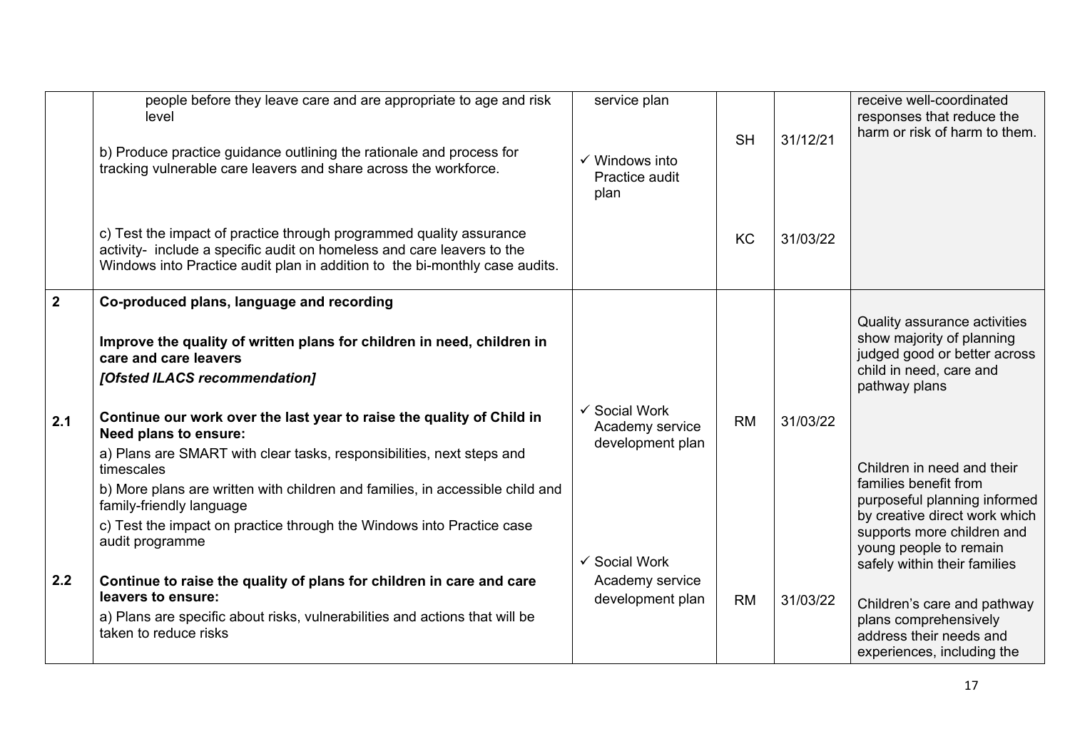| | | | | | |
|---|---|---|---|---|---|
| | people before they leave care and are appropriate to age and risk level<br><br>b) Produce practice guidance outlining the rationale and process for tracking vulnerable care leavers and share across the workforce.<br><br>c) Test the impact of practice through programmed quality assurance activity- include a specific audit on homeless and care leavers to the Windows into Practice audit plan in addition to the bi-monthly case audits. | service plan<br><br>✓ Windows into Practice audit plan | SH<br><br>KC | 31/12/21<br><br>31/03/22 | receive well-coordinated responses that reduce the harm or risk of harm to them. |
| **2** | **Co-produced plans, language and recording**<br><br>**Improve the quality of written plans for children in need, children in care and care leavers**<br>***[Ofsted ILACS recommendation]*** | | | | Quality assurance activities show majority of planning judged good or better across child in need, care and pathway plans |
| **2.1** | **Continue our work over the last year to raise the quality of Child in Need plans to ensure:**<br>a) Plans are SMART with clear tasks, responsibilities, next steps and timescales<br>b) More plans are written with children and families, in accessible child and family-friendly language<br>c) Test the impact on practice through the Windows into Practice case audit programme | ✓ Social Work Academy service development plan | RM | 31/03/22 | Children in need and their families benefit from purposeful planning informed by creative direct work which supports more children and young people to remain safely within their families |
| **2.2** | **Continue to raise the quality of plans for children in care and care leavers to ensure:**<br>a) Plans are specific about risks, vulnerabilities and actions that will be taken to reduce risks | ✓ Social Work Academy service development plan | RM | 31/03/22 | Children's care and pathway plans comprehensively address their needs and experiences, including the |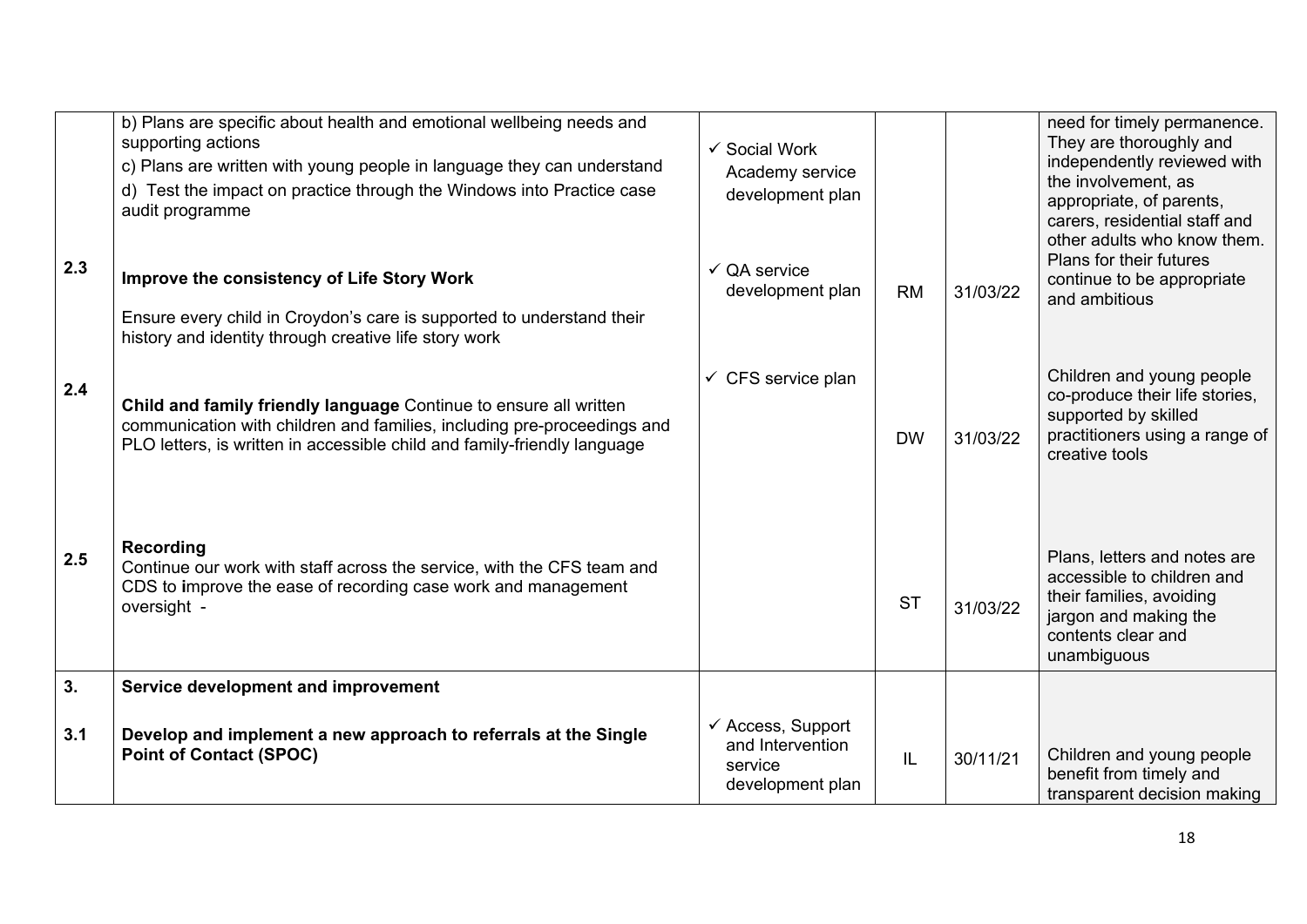| | | | | | |
|---|---|---|---|---|---|
| | b) Plans are specific about health and emotional wellbeing needs and supporting actions<br>c) Plans are written with young people in language they can understand<br>d) Test the impact on practice through the Windows into Practice case audit programme | ✓ Social Work Academy service development plan | | | need for timely permanence. They are thoroughly and independently reviewed with the involvement, as appropriate, of parents, carers, residential staff and other adults who know them. Plans for their futures continue to be appropriate and ambitious |
| 2.3 | **Improve the consistency of Life Story Work**<br>Ensure every child in Croydon's care is supported to understand their history and identity through creative life story work | ✓ QA service development plan | RM | 31/03/22 | |
| 2.4 | **Child and family friendly language** Continue to ensure all written communication with children and families, including pre-proceedings and PLO letters, is written in accessible child and family-friendly language | ✓ CFS service plan | DW | 31/03/22 | Children and young people co-produce their life stories, supported by skilled practitioners using a range of creative tools |
| 2.5 | **Recording**<br>Continue our work with staff across the service, with the CFS team and CDS to **i**mprove the ease of recording case work and management oversight - | | ST | 31/03/22 | Plans, letters and notes are accessible to children and their families, avoiding jargon and making the contents clear and unambiguous |
| **3.** | **Service development and improvement** | | | | |
| **3.1** | **Develop and implement a new approach to referrals at the Single Point of Contact (SPOC)** | ✓ Access, Support and Intervention service development plan | IL | 30/11/21 | Children and young people benefit from timely and transparent decision making |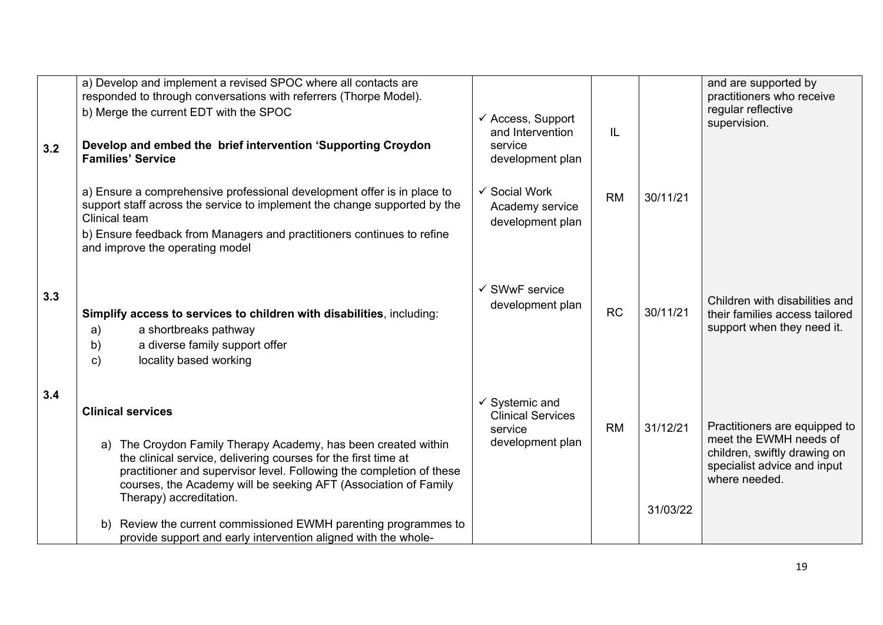| | | | | | |
|---|---|---|---|---|---|
| | a) Develop and implement a revised SPOC where all contacts are responded to through conversations with referrers (Thorpe Model).<br>b) Merge the current EDT with the SPOC | ✓ Access, Support and Intervention service development plan | IL | | and are supported by practitioners who receive regular reflective supervision. |
| 3.2 | **Develop and embed the brief intervention 'Supporting Croydon Families' Service**<br><br>a) Ensure a comprehensive professional development offer is in place to support staff across the service to implement the change supported by the Clinical team<br>b) Ensure feedback from Managers and practitioners continues to refine and improve the operating model | ✓ Social Work Academy service development plan | RM | 30/11/21 | |
| 3.3 | **Simplify access to services to children with disabilities**, including:<br>a) a shortbreaks pathway<br>b) a diverse family support offer<br>c) locality based working | ✓ SWwF service development plan | RC | 30/11/21 | Children with disabilities and their families access tailored support when they need it. |
| 3.4 | **Clinical services**<br><br>a) The Croydon Family Therapy Academy, has been created within the clinical service, delivering courses for the first time at practitioner and supervisor level. Following the completion of these courses, the Academy will be seeking AFT (Association of Family Therapy) accreditation.<br><br>b) Review the current commissioned EWMH parenting programmes to provide support and early intervention aligned with the whole- | ✓ Systemic and Clinical Services service development plan | RM | 31/12/21<br><br>31/03/22 | Practitioners are equipped to meet the EWMH needs of children, swiftly drawing on specialist advice and input where needed. |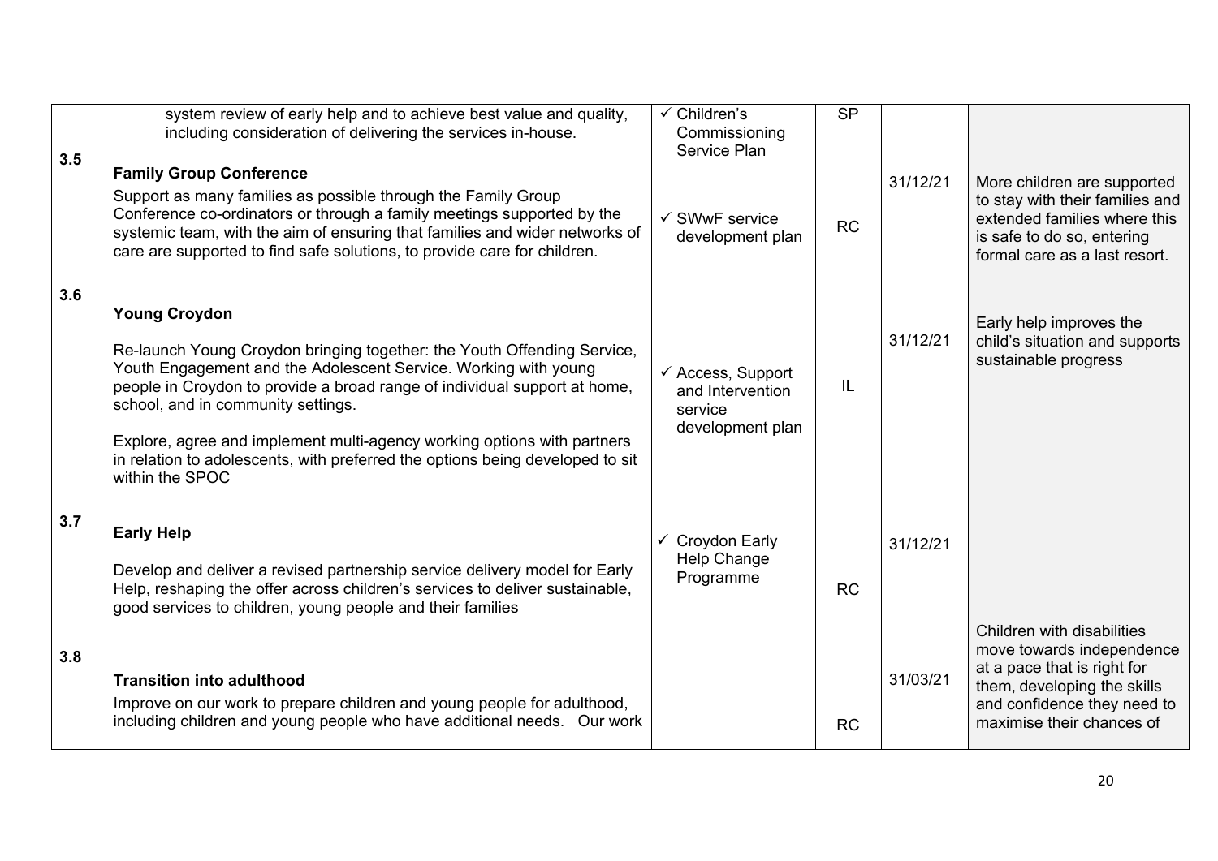| | | | | | |
|---|---|---|---|---|---|
| | system review of early help and to achieve best value and quality, including consideration of delivering the services in-house. | ✓ Children's Commissioning Service Plan | SP | | |
| 3.5 | **Family Group Conference**<br><br>Support as many families as possible through the Family Group Conference co-ordinators or through a family meetings supported by the systemic team, with the aim of ensuring that families and wider networks of care are supported to find safe solutions, to provide care for children. | ✓ SWwF service development plan | RC | 31/12/21 | More children are supported to stay with their families and extended families where this is safe to do so, entering formal care as a last resort. |
| 3.6 | **Young Croydon**<br><br>Re-launch Young Croydon bringing together: the Youth Offending Service, Youth Engagement and the Adolescent Service. Working with young people in Croydon to provide a broad range of individual support at home, school, and in community settings.<br><br>Explore, agree and implement multi-agency working options with partners in relation to adolescents, with preferred the options being developed to sit within the SPOC | ✓ Access, Support and Intervention service development plan | IL | 31/12/21 | Early help improves the child's situation and supports sustainable progress |
| 3.7 | **Early Help**<br><br>Develop and deliver a revised partnership service delivery model for Early Help, reshaping the offer across children's services to deliver sustainable, good services to children, young people and their families | ✓ Croydon Early Help Change Programme | RC | 31/12/21 | |
| 3.8 | **Transition into adulthood**<br><br>Improve on our work to prepare children and young people for adulthood, including children and young people who have additional needs. Our work | | RC | 31/03/21 | Children with disabilities move towards independence at a pace that is right for them, developing the skills and confidence they need to maximise their chances of |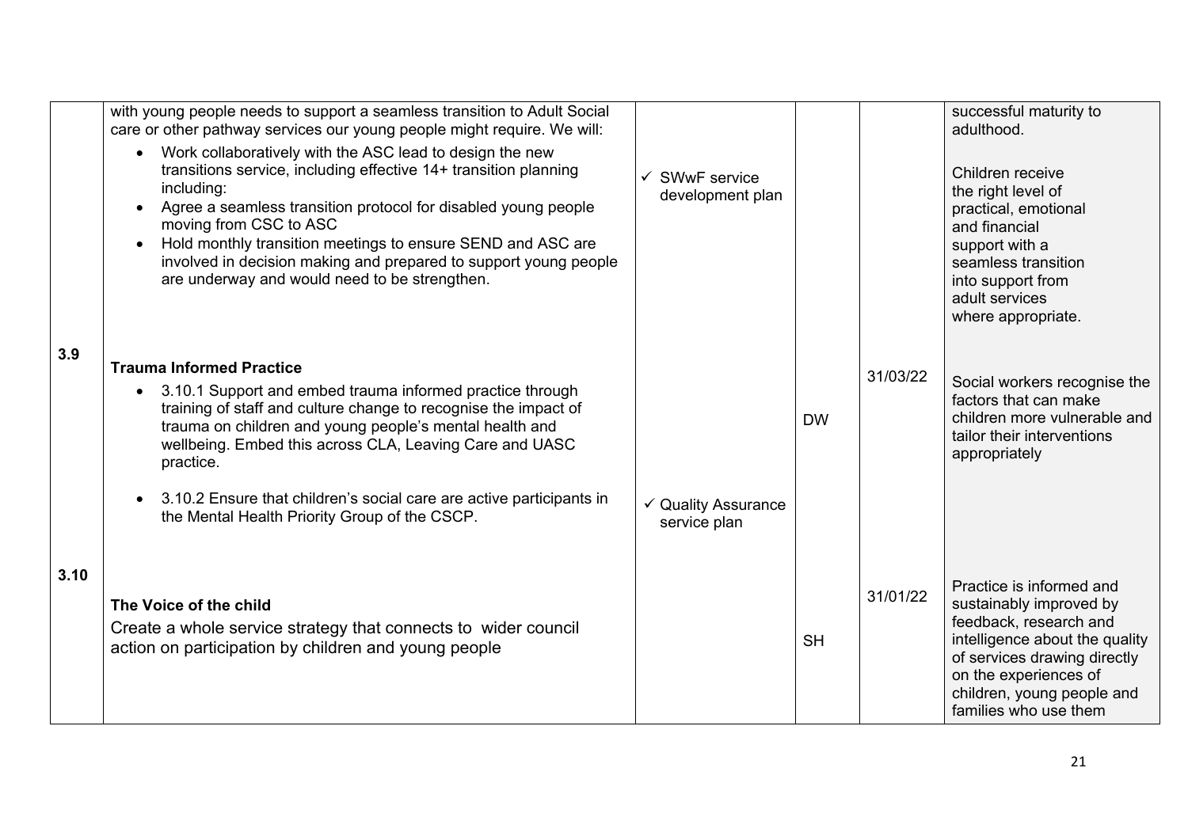| | | | | | |
|---|---|---|---|---|---|
| | with young people needs to support a seamless transition to Adult Social care or other pathway services our young people might require. We will:<br>• Work collaboratively with the ASC lead to design the new transitions service, including effective 14+ transition planning including:<br>• Agree a seamless transition protocol for disabled young people moving from CSC to ASC<br>• Hold monthly transition meetings to ensure SEND and ASC are involved in decision making and prepared to support young people are underway and would need to be strengthen. | ✓ SWwF service development plan | | | successful maturity to adulthood.<br><br>Children receive the right level of practical, emotional and financial support with a seamless transition into support from adult services where appropriate. |
| 3.9 | **Trauma Informed Practice**<br>• 3.10.1 Support and embed trauma informed practice through training of staff and culture change to recognise the impact of trauma on children and young people's mental health and wellbeing. Embed this across CLA, Leaving Care and UASC practice.<br><br>• 3.10.2 Ensure that children's social care are active participants in the Mental Health Priority Group of the CSCP. | ✓ Quality Assurance service plan | DW | 31/03/22 | Social workers recognise the factors that can make children more vulnerable and tailor their interventions appropriately |
| 3.10 | **The Voice of the child**<br>Create a whole service strategy that connects to wider council action on participation by children and young people | | SH | 31/01/22 | Practice is informed and sustainably improved by feedback, research and intelligence about the quality of services drawing directly on the experiences of children, young people and families who use them |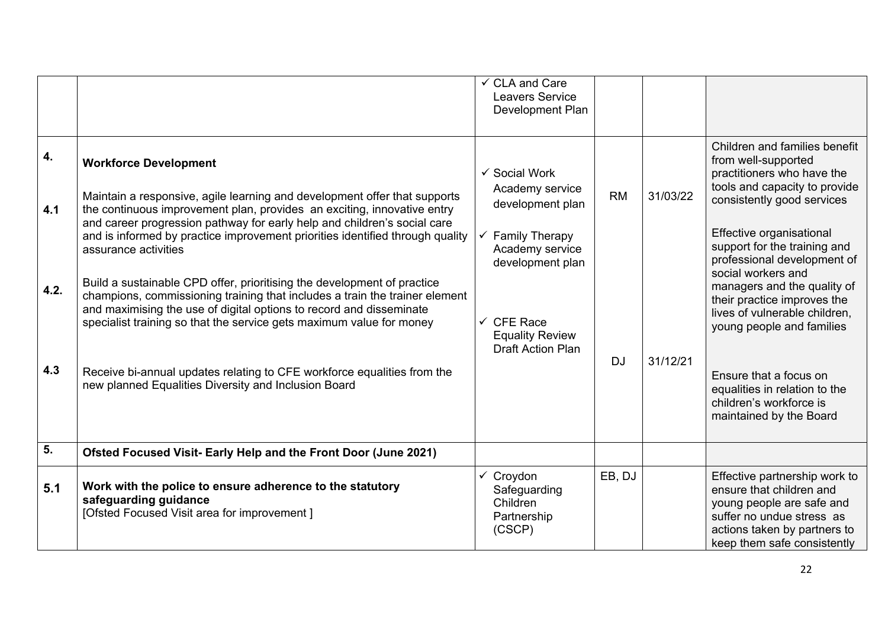| | | | | | |
|---|---|---|---|---|---|
| | | ✓ CLA and Care Leavers Service Development Plan | | | |
| **4.** | **Workforce Development** | ✓ Social Work Academy service development plan<br><br>✓ Family Therapy Academy service development plan<br><br>✓ CFE Race Equality Review Draft Action Plan | | | Children and families benefit from well-supported practitioners who have the tools and capacity to provide consistently good services |
| **4.1** | Maintain a responsive, agile learning and development offer that supports the continuous improvement plan, provides an exciting, innovative entry and career progression pathway for early help and children's social care and is informed by practice improvement priorities identified through quality assurance activities | | RM | 31/03/22 | Effective organisational support for the training and professional development of social workers and managers and the quality of their practice improves the lives of vulnerable children, young people and families |
| **4.2.** | Build a sustainable CPD offer, prioritising the development of practice champions, commissioning training that includes a train the trainer element and maximising the use of digital options to record and disseminate specialist training so that the service gets maximum value for money | | | | |
| **4.3** | Receive bi-annual updates relating to CFE workforce equalities from the new planned Equalities Diversity and Inclusion Board | | DJ | 31/12/21 | Ensure that a focus on equalities in relation to the children's workforce is maintained by the Board |
| **5.** | **Ofsted Focused Visit- Early Help and the Front Door (June 2021)** | | | | |
| **5.1** | **Work with the police to ensure adherence to the statutory safeguarding guidance**<br>[Ofsted Focused Visit area for improvement ] | ✓ Croydon Safeguarding Children Partnership (CSCP) | EB, DJ | | Effective partnership work to ensure that children and young people are safe and suffer no undue stress as actions taken by partners to keep them safe consistently |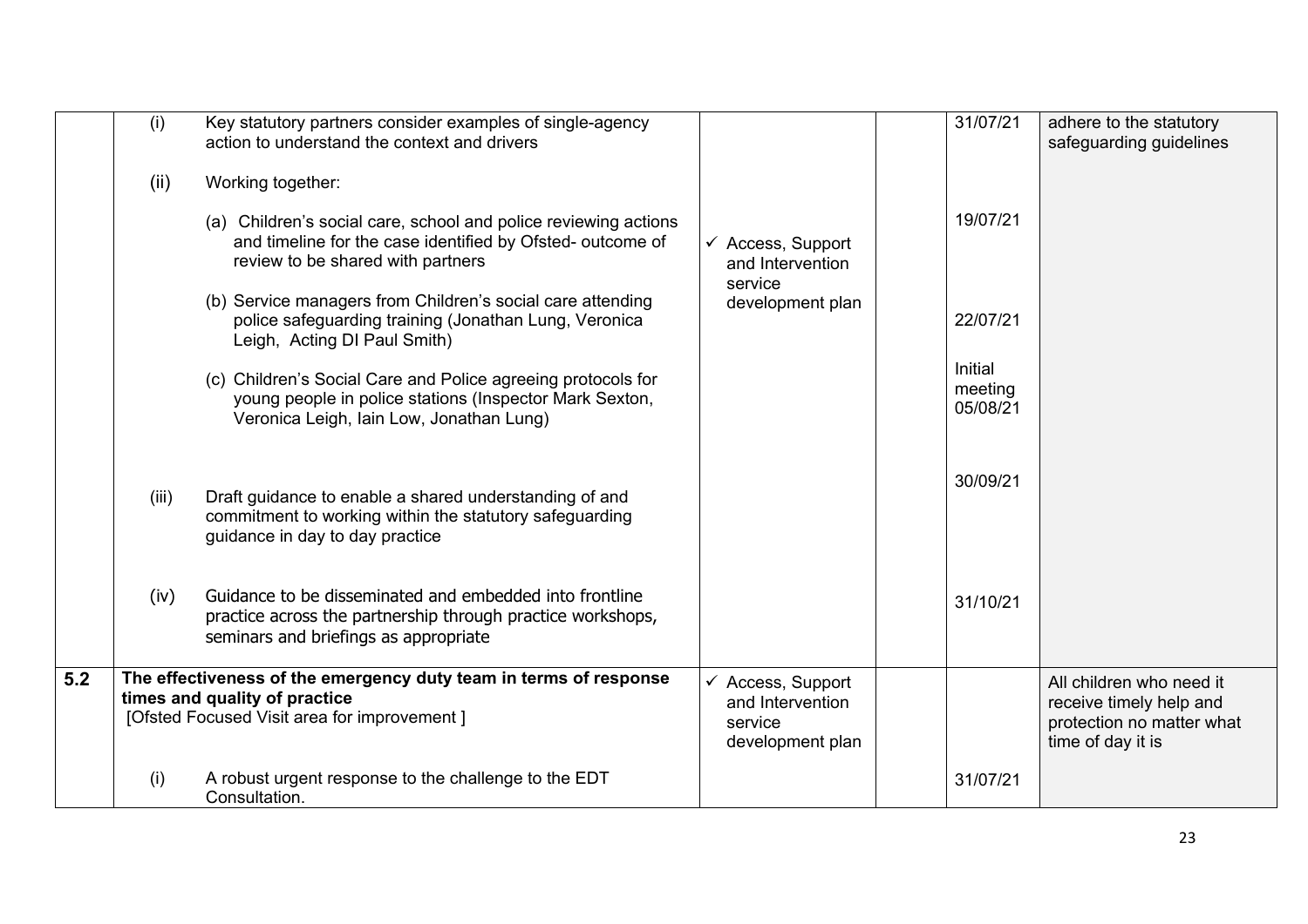| | | | | | | |
|---|---|---|---|---|---|---|
| | (i) | Key statutory partners consider examples of single-agency action to understand the context and drivers | | | 31/07/21 | adhere to the statutory safeguarding guidelines |
| | (ii) | Working together: | | | | |
| | | (a) Children's social care, school and police reviewing actions and timeline for the case identified by Ofsted- outcome of review to be shared with partners | ✓ Access, Support and Intervention service development plan | | 19/07/21 | |
| | | (b) Service managers from Children's social care attending police safeguarding training (Jonathan Lung, Veronica Leigh, Acting DI Paul Smith) | | | 22/07/21 | |
| | | (c) Children's Social Care and Police agreeing protocols for young people in police stations (Inspector Mark Sexton, Veronica Leigh, Iain Low, Jonathan Lung) | | | Initial meeting 05/08/21 | |
| | (iii) | Draft guidance to enable a shared understanding of and commitment to working within the statutory safeguarding guidance in day to day practice | | | 30/09/21 | |
| | (iv) | Guidance to be disseminated and embedded into frontline practice across the partnership through practice workshops, seminars and briefings as appropriate | | | 31/10/21 | |
| **5.2** | **The effectiveness of the emergency duty team in terms of response times and quality of practice** [Ofsted Focused Visit area for improvement ] | | ✓ Access, Support and Intervention service development plan | | | All children who need it receive timely help and protection no matter what time of day it is |
| | (i) | A robust urgent response to the challenge to the EDT Consultation. | | | 31/07/21 | |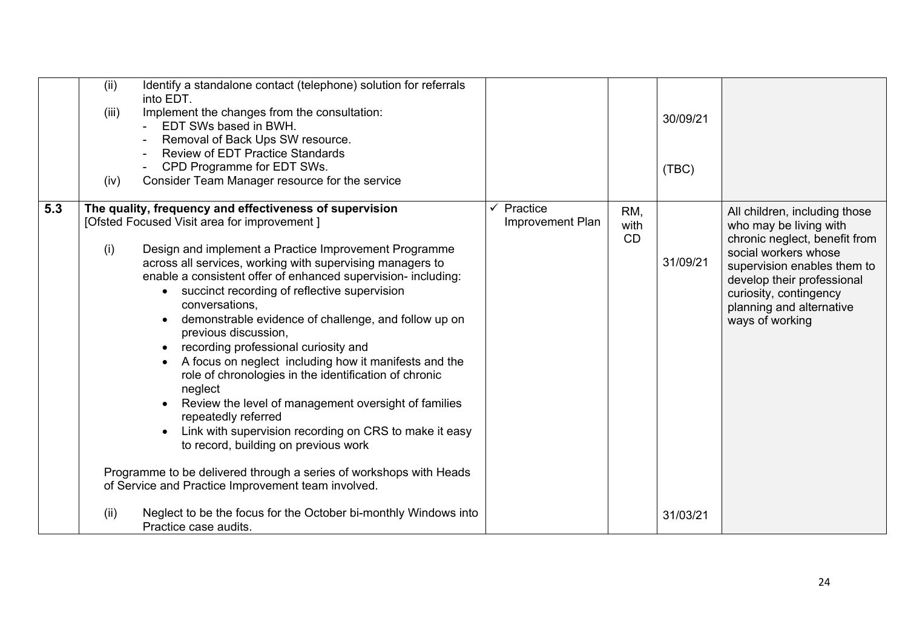| | | | | | |
|---|---|---|---|---|---|
| | (ii) Identify a standalone contact (telephone) solution for referrals into EDT.<br>(iii) Implement the changes from the consultation:<br>- EDT SWs based in BWH.<br>- Removal of Back Ups SW resource.<br>- Review of EDT Practice Standards<br>- CPD Programme for EDT SWs.<br>(iv) Consider Team Manager resource for the service | | | 30/09/21<br><br>(TBC) | |
| **5.3** | **The quality, frequency and effectiveness of supervision**<br>[Ofsted Focused Visit area for improvement ]<br><br>(i) Design and implement a Practice Improvement Programme across all services, working with supervising managers to enable a consistent offer of enhanced supervision- including:<br>• succinct recording of reflective supervision conversations,<br>• demonstrable evidence of challenge, and follow up on previous discussion,<br>• recording professional curiosity and<br>• A focus on neglect including how it manifests and the role of chronologies in the identification of chronic neglect<br>• Review the level of management oversight of families repeatedly referred<br>• Link with supervision recording on CRS to make it easy to record, building on previous work<br><br>Programme to be delivered through a series of workshops with Heads of Service and Practice Improvement team involved.<br><br>(ii) Neglect to be the focus for the October bi-monthly Windows into Practice case audits. | ✓ Practice Improvement Plan | RM, with CD | 31/09/21<br><br>31/03/21 | All children, including those who may be living with chronic neglect, benefit from social workers whose supervision enables them to develop their professional curiosity, contingency planning and alternative ways of working |